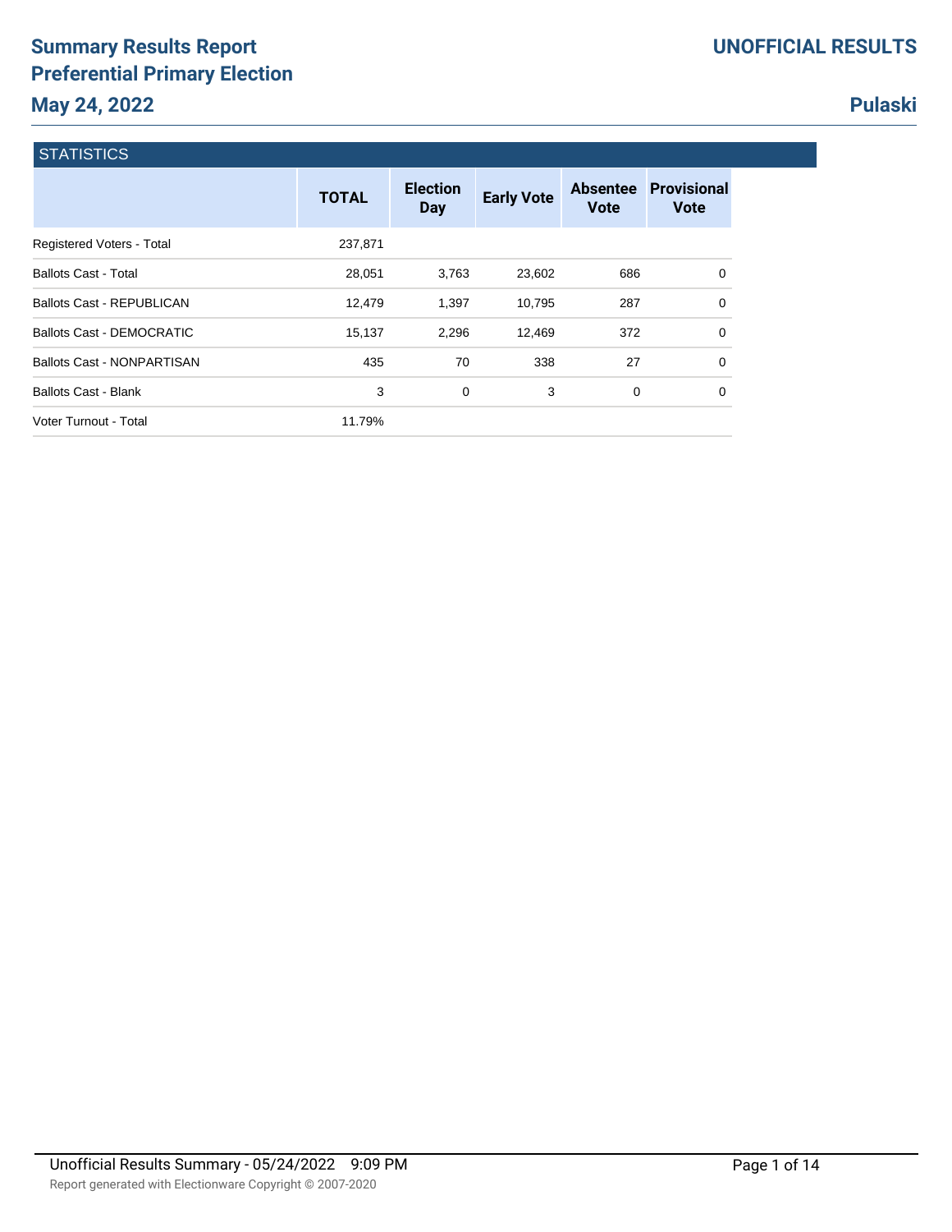# Summary Results Report
# Preferential Primary Election
# May 24, 2022

**UNOFFICIAL RESULTS**

**Pulaski**

## STATISTICS

| | TOTAL | Election Day | Early Vote | Absentee Vote | Provisional Vote |
|---|---|---|---|---|---|
| Registered Voters - Total | 237,871 | | | | |
| Ballots Cast - Total | 28,051 | 3,763 | 23,602 | 686 | 0 |
| Ballots Cast - REPUBLICAN | 12,479 | 1,397 | 10,795 | 287 | 0 |
| Ballots Cast - DEMOCRATIC | 15,137 | 2,296 | 12,469 | 372 | 0 |
| Ballots Cast - NONPARTISAN | 435 | 70 | 338 | 27 | 0 |
| Ballots Cast - Blank | 3 | 0 | 3 | 0 | 0 |
| Voter Turnout - Total | 11.79% | | | | |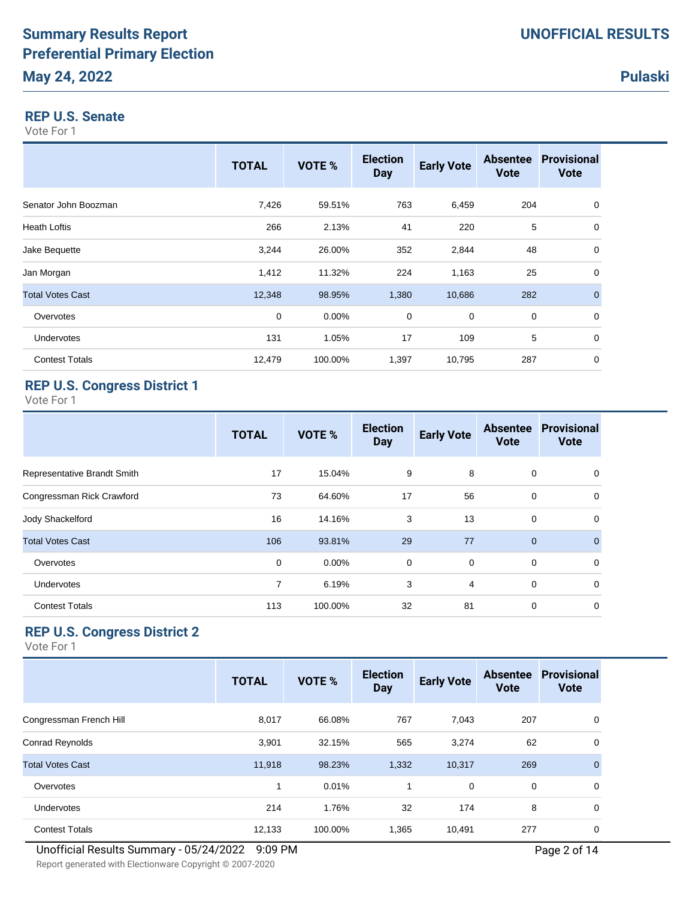# Summary Results Report
# Preferential Primary Election
# May 24, 2022

**UNOFFICIAL RESULTS**

**Pulaski**

## REP U.S. Senate

Vote For 1

| | TOTAL | VOTE % | Election Day | Early Vote | Absentee Vote | Provisional Vote |
|---|---|---|---|---|---|---|
| Senator John Boozman | 7,426 | 59.51% | 763 | 6,459 | 204 | 0 |
| Heath Loftis | 266 | 2.13% | 41 | 220 | 5 | 0 |
| Jake Bequette | 3,244 | 26.00% | 352 | 2,844 | 48 | 0 |
| Jan Morgan | 1,412 | 11.32% | 224 | 1,163 | 25 | 0 |
| Total Votes Cast | 12,348 | 98.95% | 1,380 | 10,686 | 282 | 0 |
| Overvotes | 0 | 0.00% | 0 | 0 | 0 | 0 |
| Undervotes | 131 | 1.05% | 17 | 109 | 5 | 0 |
| Contest Totals | 12,479 | 100.00% | 1,397 | 10,795 | 287 | 0 |

## REP U.S. Congress District 1

Vote For 1

| | TOTAL | VOTE % | Election Day | Early Vote | Absentee Vote | Provisional Vote |
|---|---|---|---|---|---|---|
| Representative Brandt Smith | 17 | 15.04% | 9 | 8 | 0 | 0 |
| Congressman Rick Crawford | 73 | 64.60% | 17 | 56 | 0 | 0 |
| Jody Shackelford | 16 | 14.16% | 3 | 13 | 0 | 0 |
| Total Votes Cast | 106 | 93.81% | 29 | 77 | 0 | 0 |
| Overvotes | 0 | 0.00% | 0 | 0 | 0 | 0 |
| Undervotes | 7 | 6.19% | 3 | 4 | 0 | 0 |
| Contest Totals | 113 | 100.00% | 32 | 81 | 0 | 0 |

## REP U.S. Congress District 2

Vote For 1

| | TOTAL | VOTE % | Election Day | Early Vote | Absentee Vote | Provisional Vote |
|---|---|---|---|---|---|---|
| Congressman French Hill | 8,017 | 66.08% | 767 | 7,043 | 207 | 0 |
| Conrad Reynolds | 3,901 | 32.15% | 565 | 3,274 | 62 | 0 |
| Total Votes Cast | 11,918 | 98.23% | 1,332 | 10,317 | 269 | 0 |
| Overvotes | 1 | 0.01% | 1 | 0 | 0 | 0 |
| Undervotes | 214 | 1.76% | 32 | 174 | 8 | 0 |
| Contest Totals | 12,133 | 100.00% | 1,365 | 10,491 | 277 | 0 |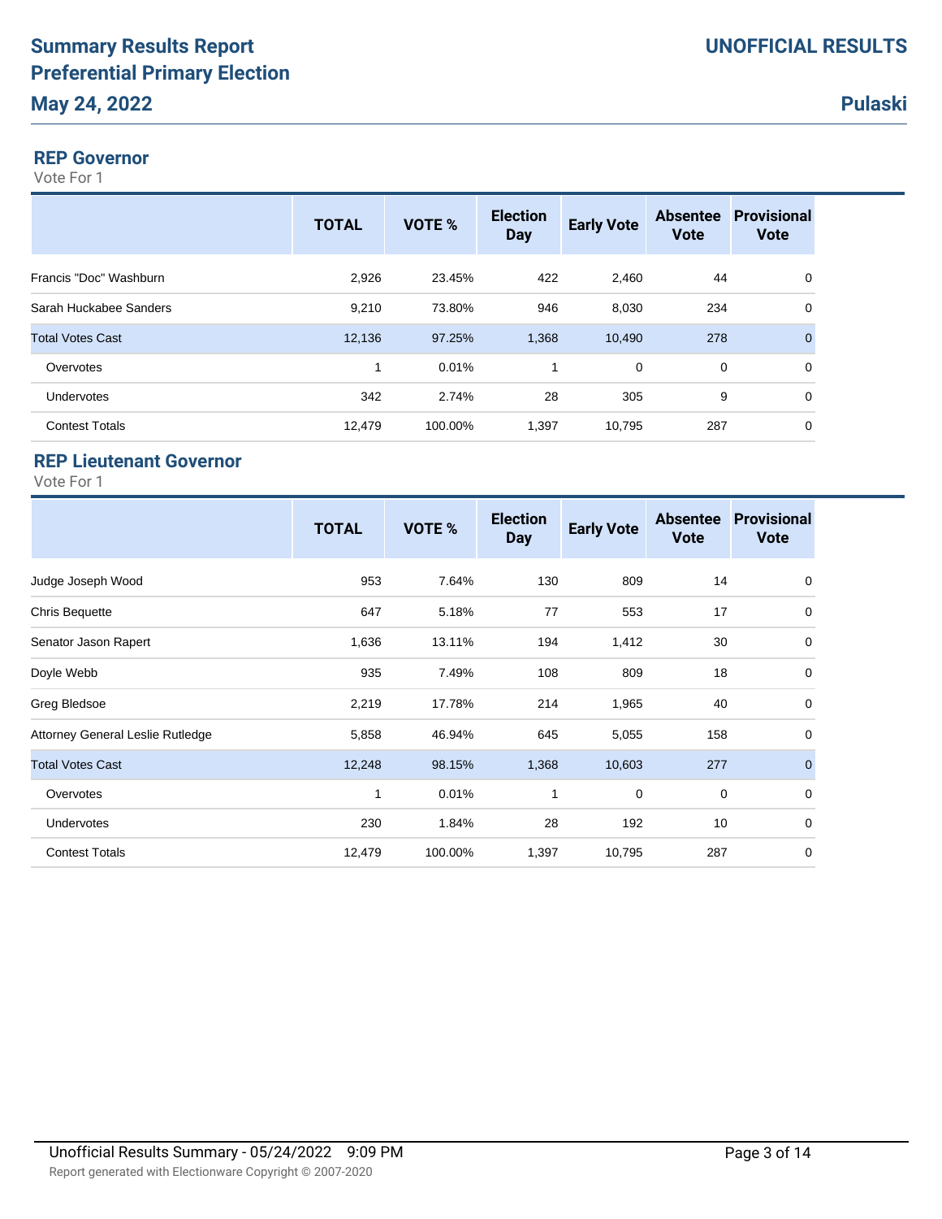# Summary Results Report
# Preferential Primary Election
# May 24, 2022

**UNOFFICIAL RESULTS**

**Pulaski**

## REP Governor

Vote For 1

| | TOTAL | VOTE % | Election Day | Early Vote | Absentee Vote | Provisional Vote |
|---|---|---|---|---|---|---|
| Francis "Doc" Washburn | 2,926 | 23.45% | 422 | 2,460 | 44 | 0 |
| Sarah Huckabee Sanders | 9,210 | 73.80% | 946 | 8,030 | 234 | 0 |
| Total Votes Cast | 12,136 | 97.25% | 1,368 | 10,490 | 278 | 0 |
| Overvotes | 1 | 0.01% | 1 | 0 | 0 | 0 |
| Undervotes | 342 | 2.74% | 28 | 305 | 9 | 0 |
| Contest Totals | 12,479 | 100.00% | 1,397 | 10,795 | 287 | 0 |

## REP Lieutenant Governor

Vote For 1

| | TOTAL | VOTE % | Election Day | Early Vote | Absentee Vote | Provisional Vote |
|---|---|---|---|---|---|---|
| Judge Joseph Wood | 953 | 7.64% | 130 | 809 | 14 | 0 |
| Chris Bequette | 647 | 5.18% | 77 | 553 | 17 | 0 |
| Senator Jason Rapert | 1,636 | 13.11% | 194 | 1,412 | 30 | 0 |
| Doyle Webb | 935 | 7.49% | 108 | 809 | 18 | 0 |
| Greg Bledsoe | 2,219 | 17.78% | 214 | 1,965 | 40 | 0 |
| Attorney General Leslie Rutledge | 5,858 | 46.94% | 645 | 5,055 | 158 | 0 |
| Total Votes Cast | 12,248 | 98.15% | 1,368 | 10,603 | 277 | 0 |
| Overvotes | 1 | 0.01% | 1 | 0 | 0 | 0 |
| Undervotes | 230 | 1.84% | 28 | 192 | 10 | 0 |
| Contest Totals | 12,479 | 100.00% | 1,397 | 10,795 | 287 | 0 |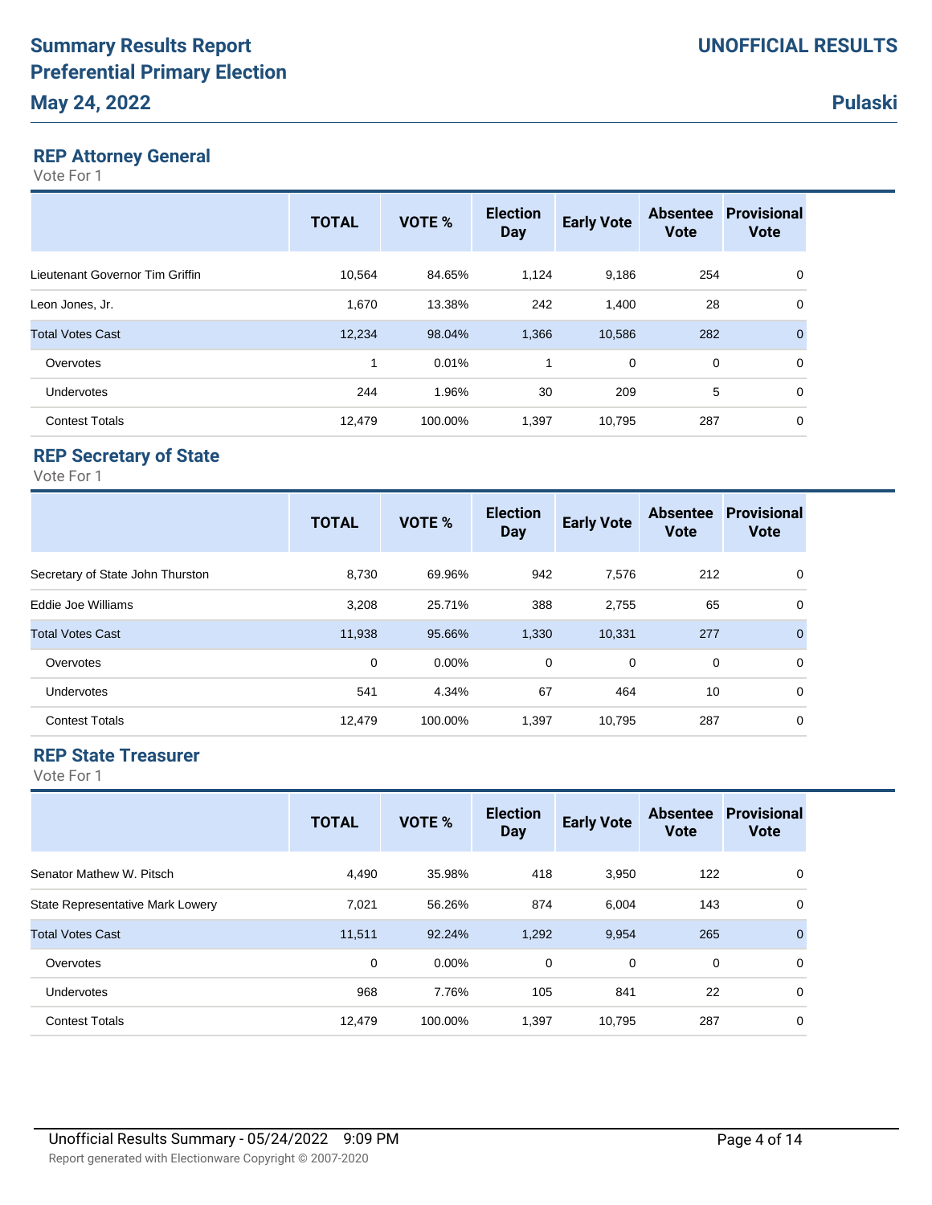# Summary Results Report
# Preferential Primary Election
# May 24, 2022

**UNOFFICIAL RESULTS**

**Pulaski**

## REP Attorney General

Vote For 1

| | TOTAL | VOTE % | Election Day | Early Vote | Absentee Vote | Provisional Vote |
|---|---|---|---|---|---|---|
| Lieutenant Governor Tim Griffin | 10,564 | 84.65% | 1,124 | 9,186 | 254 | 0 |
| Leon Jones, Jr. | 1,670 | 13.38% | 242 | 1,400 | 28 | 0 |
| Total Votes Cast | 12,234 | 98.04% | 1,366 | 10,586 | 282 | 0 |
| Overvotes | 1 | 0.01% | 1 | 0 | 0 | 0 |
| Undervotes | 244 | 1.96% | 30 | 209 | 5 | 0 |
| Contest Totals | 12,479 | 100.00% | 1,397 | 10,795 | 287 | 0 |

## REP Secretary of State

Vote For 1

| | TOTAL | VOTE % | Election Day | Early Vote | Absentee Vote | Provisional Vote |
|---|---|---|---|---|---|---|
| Secretary of State John Thurston | 8,730 | 69.96% | 942 | 7,576 | 212 | 0 |
| Eddie Joe Williams | 3,208 | 25.71% | 388 | 2,755 | 65 | 0 |
| Total Votes Cast | 11,938 | 95.66% | 1,330 | 10,331 | 277 | 0 |
| Overvotes | 0 | 0.00% | 0 | 0 | 0 | 0 |
| Undervotes | 541 | 4.34% | 67 | 464 | 10 | 0 |
| Contest Totals | 12,479 | 100.00% | 1,397 | 10,795 | 287 | 0 |

## REP State Treasurer

Vote For 1

| | TOTAL | VOTE % | Election Day | Early Vote | Absentee Vote | Provisional Vote |
|---|---|---|---|---|---|---|
| Senator Mathew W. Pitsch | 4,490 | 35.98% | 418 | 3,950 | 122 | 0 |
| State Representative Mark Lowery | 7,021 | 56.26% | 874 | 6,004 | 143 | 0 |
| Total Votes Cast | 11,511 | 92.24% | 1,292 | 9,954 | 265 | 0 |
| Overvotes | 0 | 0.00% | 0 | 0 | 0 | 0 |
| Undervotes | 968 | 7.76% | 105 | 841 | 22 | 0 |
| Contest Totals | 12,479 | 100.00% | 1,397 | 10,795 | 287 | 0 |

Unofficial Results Summary - 05/24/2022 9:09 PM

Report generated with Electionware Copyright © 2007-2020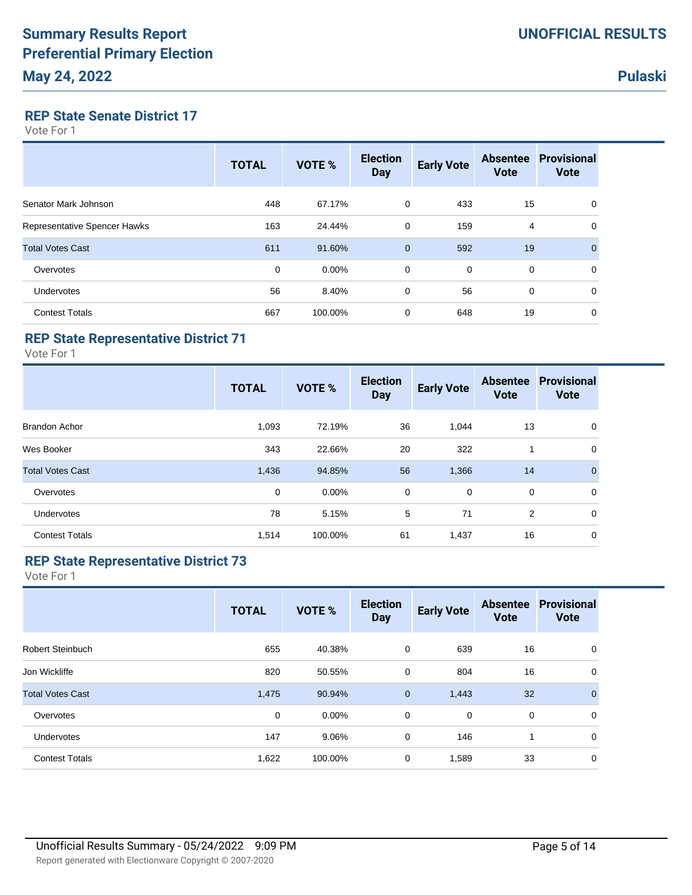# Summary Results Report
# Preferential Primary Election
# May 24, 2022

**UNOFFICIAL RESULTS**

**Pulaski**

## REP State Senate District 17

Vote For 1

| | TOTAL | VOTE % | Election Day | Early Vote | Absentee Vote | Provisional Vote |
|---|---|---|---|---|---|---|
| Senator Mark Johnson | 448 | 67.17% | 0 | 433 | 15 | 0 |
| Representative Spencer Hawks | 163 | 24.44% | 0 | 159 | 4 | 0 |
| Total Votes Cast | 611 | 91.60% | 0 | 592 | 19 | 0 |
| Overvotes | 0 | 0.00% | 0 | 0 | 0 | 0 |
| Undervotes | 56 | 8.40% | 0 | 56 | 0 | 0 |
| Contest Totals | 667 | 100.00% | 0 | 648 | 19 | 0 |

## REP State Representative District 71

Vote For 1

| | TOTAL | VOTE % | Election Day | Early Vote | Absentee Vote | Provisional Vote |
|---|---|---|---|---|---|---|
| Brandon Achor | 1,093 | 72.19% | 36 | 1,044 | 13 | 0 |
| Wes Booker | 343 | 22.66% | 20 | 322 | 1 | 0 |
| Total Votes Cast | 1,436 | 94.85% | 56 | 1,366 | 14 | 0 |
| Overvotes | 0 | 0.00% | 0 | 0 | 0 | 0 |
| Undervotes | 78 | 5.15% | 5 | 71 | 2 | 0 |
| Contest Totals | 1,514 | 100.00% | 61 | 1,437 | 16 | 0 |

## REP State Representative District 73

Vote For 1

| | TOTAL | VOTE % | Election Day | Early Vote | Absentee Vote | Provisional Vote |
|---|---|---|---|---|---|---|
| Robert Steinbuch | 655 | 40.38% | 0 | 639 | 16 | 0 |
| Jon Wickliffe | 820 | 50.55% | 0 | 804 | 16 | 0 |
| Total Votes Cast | 1,475 | 90.94% | 0 | 1,443 | 32 | 0 |
| Overvotes | 0 | 0.00% | 0 | 0 | 0 | 0 |
| Undervotes | 147 | 9.06% | 0 | 146 | 1 | 0 |
| Contest Totals | 1,622 | 100.00% | 0 | 1,589 | 33 | 0 |

Unofficial Results Summary - 05/24/2022 9:09 PM

Report generated with Electionware Copyright © 2007-2020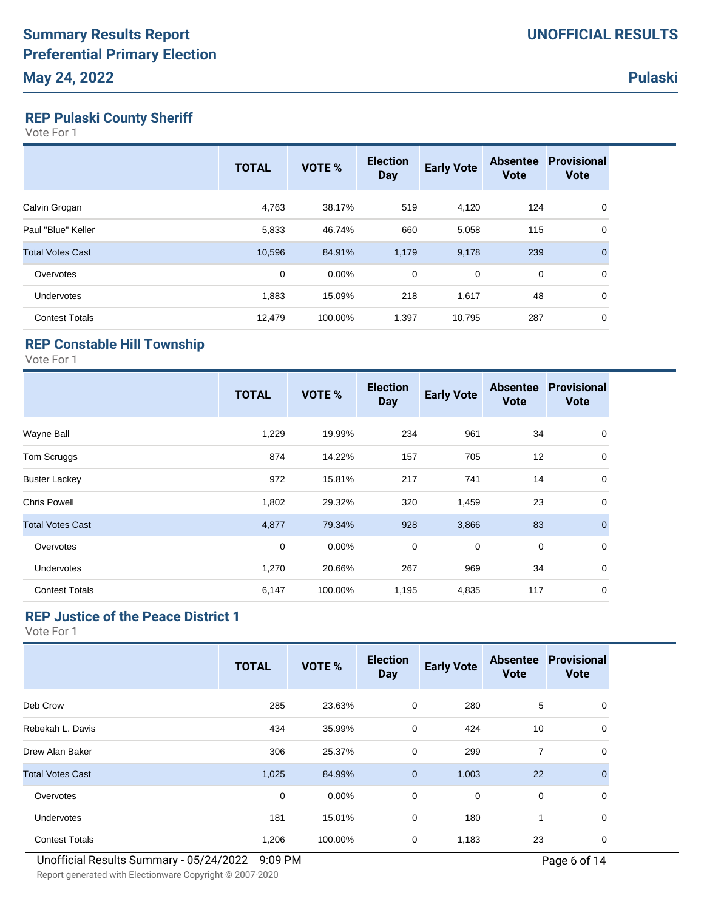# Summary Results Report
# Preferential Primary Election
# May 24, 2022

**UNOFFICIAL RESULTS**

**Pulaski**

## REP Pulaski County Sheriff

Vote For 1

| | TOTAL | VOTE % | Election Day | Early Vote | Absentee Vote | Provisional Vote |
|---|---|---|---|---|---|---|
| Calvin Grogan | 4,763 | 38.17% | 519 | 4,120 | 124 | 0 |
| Paul "Blue" Keller | 5,833 | 46.74% | 660 | 5,058 | 115 | 0 |
| Total Votes Cast | 10,596 | 84.91% | 1,179 | 9,178 | 239 | 0 |
| Overvotes | 0 | 0.00% | 0 | 0 | 0 | 0 |
| Undervotes | 1,883 | 15.09% | 218 | 1,617 | 48 | 0 |
| Contest Totals | 12,479 | 100.00% | 1,397 | 10,795 | 287 | 0 |

## REP Constable Hill Township

Vote For 1

| | TOTAL | VOTE % | Election Day | Early Vote | Absentee Vote | Provisional Vote |
|---|---|---|---|---|---|---|
| Wayne Ball | 1,229 | 19.99% | 234 | 961 | 34 | 0 |
| Tom Scruggs | 874 | 14.22% | 157 | 705 | 12 | 0 |
| Buster Lackey | 972 | 15.81% | 217 | 741 | 14 | 0 |
| Chris Powell | 1,802 | 29.32% | 320 | 1,459 | 23 | 0 |
| Total Votes Cast | 4,877 | 79.34% | 928 | 3,866 | 83 | 0 |
| Overvotes | 0 | 0.00% | 0 | 0 | 0 | 0 |
| Undervotes | 1,270 | 20.66% | 267 | 969 | 34 | 0 |
| Contest Totals | 6,147 | 100.00% | 1,195 | 4,835 | 117 | 0 |

## REP Justice of the Peace District 1

Vote For 1

| | TOTAL | VOTE % | Election Day | Early Vote | Absentee Vote | Provisional Vote |
|---|---|---|---|---|---|---|
| Deb Crow | 285 | 23.63% | 0 | 280 | 5 | 0 |
| Rebekah L. Davis | 434 | 35.99% | 0 | 424 | 10 | 0 |
| Drew Alan Baker | 306 | 25.37% | 0 | 299 | 7 | 0 |
| Total Votes Cast | 1,025 | 84.99% | 0 | 1,003 | 22 | 0 |
| Overvotes | 0 | 0.00% | 0 | 0 | 0 | 0 |
| Undervotes | 181 | 15.01% | 0 | 180 | 1 | 0 |
| Contest Totals | 1,206 | 100.00% | 0 | 1,183 | 23 | 0 |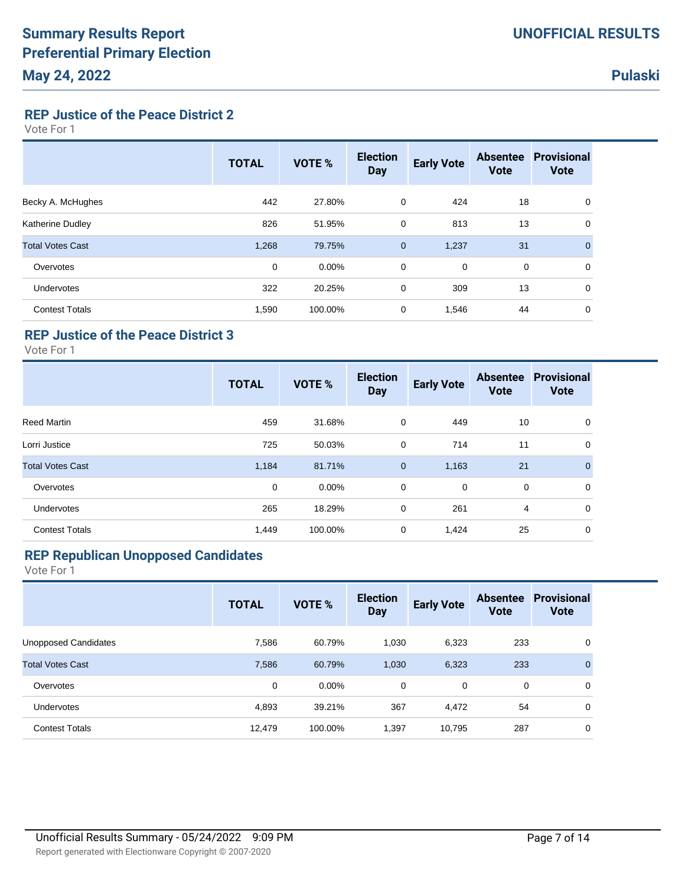# Summary Results Report
# Preferential Primary Election
## May 24, 2022

**UNOFFICIAL RESULTS**

**Pulaski**

### REP Justice of the Peace District 2

Vote For 1

| | TOTAL | VOTE % | Election Day | Early Vote | Absentee Vote | Provisional Vote |
|---|---|---|---|---|---|---|
| Becky A. McHughes | 442 | 27.80% | 0 | 424 | 18 | 0 |
| Katherine Dudley | 826 | 51.95% | 0 | 813 | 13 | 0 |
| Total Votes Cast | 1,268 | 79.75% | 0 | 1,237 | 31 | 0 |
| Overvotes | 0 | 0.00% | 0 | 0 | 0 | 0 |
| Undervotes | 322 | 20.25% | 0 | 309 | 13 | 0 |
| Contest Totals | 1,590 | 100.00% | 0 | 1,546 | 44 | 0 |

### REP Justice of the Peace District 3

Vote For 1

| | TOTAL | VOTE % | Election Day | Early Vote | Absentee Vote | Provisional Vote |
|---|---|---|---|---|---|---|
| Reed Martin | 459 | 31.68% | 0 | 449 | 10 | 0 |
| Lorri Justice | 725 | 50.03% | 0 | 714 | 11 | 0 |
| Total Votes Cast | 1,184 | 81.71% | 0 | 1,163 | 21 | 0 |
| Overvotes | 0 | 0.00% | 0 | 0 | 0 | 0 |
| Undervotes | 265 | 18.29% | 0 | 261 | 4 | 0 |
| Contest Totals | 1,449 | 100.00% | 0 | 1,424 | 25 | 0 |

### REP Republican Unopposed Candidates

Vote For 1

| | TOTAL | VOTE % | Election Day | Early Vote | Absentee Vote | Provisional Vote |
|---|---|---|---|---|---|---|
| Unopposed Candidates | 7,586 | 60.79% | 1,030 | 6,323 | 233 | 0 |
| Total Votes Cast | 7,586 | 60.79% | 1,030 | 6,323 | 233 | 0 |
| Overvotes | 0 | 0.00% | 0 | 0 | 0 | 0 |
| Undervotes | 4,893 | 39.21% | 367 | 4,472 | 54 | 0 |
| Contest Totals | 12,479 | 100.00% | 1,397 | 10,795 | 287 | 0 |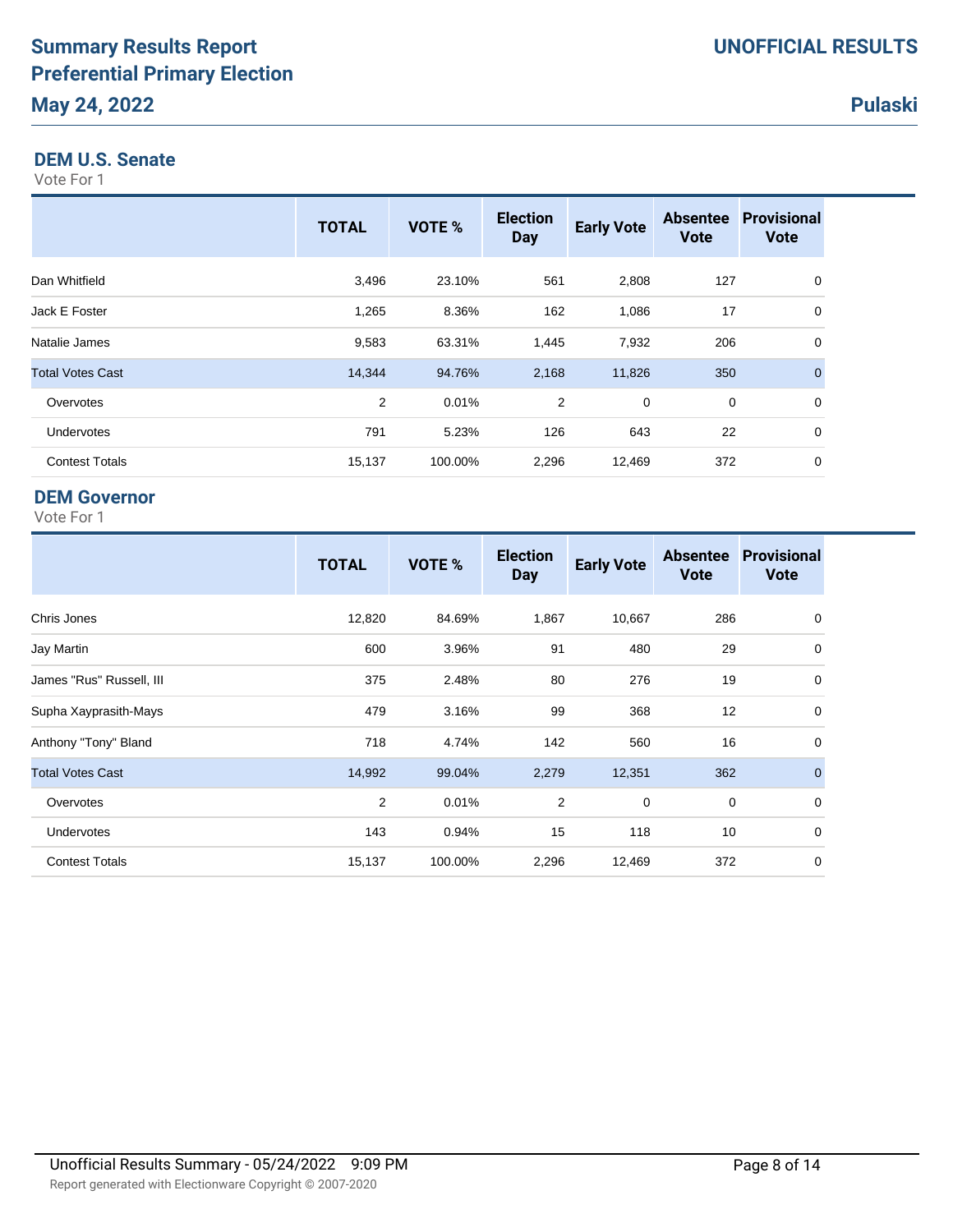# Summary Results Report
# Preferential Primary Election
# May 24, 2022

**UNOFFICIAL RESULTS**

**Pulaski**

## DEM U.S. Senate

Vote For 1

| | TOTAL | VOTE % | Election Day | Early Vote | Absentee Vote | Provisional Vote |
|---|---|---|---|---|---|---|
| Dan Whitfield | 3,496 | 23.10% | 561 | 2,808 | 127 | 0 |
| Jack E Foster | 1,265 | 8.36% | 162 | 1,086 | 17 | 0 |
| Natalie James | 9,583 | 63.31% | 1,445 | 7,932 | 206 | 0 |
| Total Votes Cast | 14,344 | 94.76% | 2,168 | 11,826 | 350 | 0 |
| Overvotes | 2 | 0.01% | 2 | 0 | 0 | 0 |
| Undervotes | 791 | 5.23% | 126 | 643 | 22 | 0 |
| Contest Totals | 15,137 | 100.00% | 2,296 | 12,469 | 372 | 0 |

## DEM Governor

Vote For 1

| | TOTAL | VOTE % | Election Day | Early Vote | Absentee Vote | Provisional Vote |
|---|---|---|---|---|---|---|
| Chris Jones | 12,820 | 84.69% | 1,867 | 10,667 | 286 | 0 |
| Jay Martin | 600 | 3.96% | 91 | 480 | 29 | 0 |
| James "Rus" Russell, III | 375 | 2.48% | 80 | 276 | 19 | 0 |
| Supha Xayprasith-Mays | 479 | 3.16% | 99 | 368 | 12 | 0 |
| Anthony "Tony" Bland | 718 | 4.74% | 142 | 560 | 16 | 0 |
| Total Votes Cast | 14,992 | 99.04% | 2,279 | 12,351 | 362 | 0 |
| Overvotes | 2 | 0.01% | 2 | 0 | 0 | 0 |
| Undervotes | 143 | 0.94% | 15 | 118 | 10 | 0 |
| Contest Totals | 15,137 | 100.00% | 2,296 | 12,469 | 372 | 0 |

Unofficial Results Summary - 05/24/2022 9:09 PM

Report generated with Electionware Copyright © 2007-2020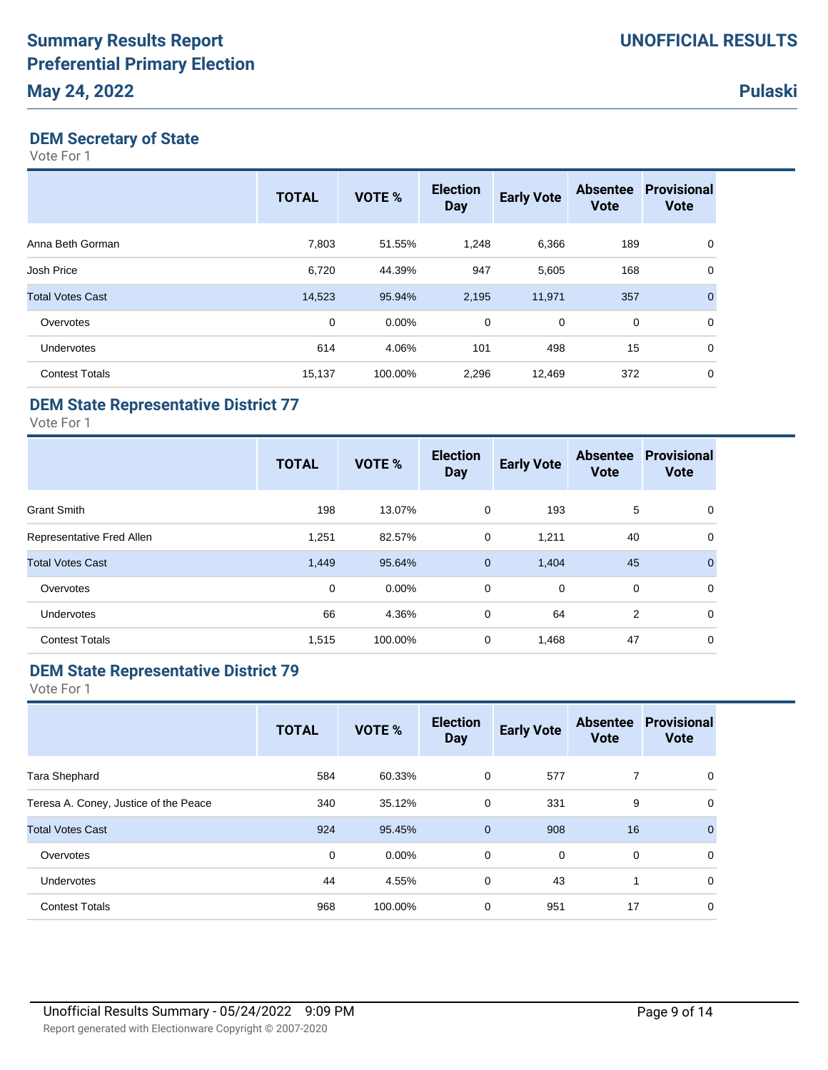# Summary Results Report
# Preferential Primary Election
# May 24, 2022

**UNOFFICIAL RESULTS**

**Pulaski**

## DEM Secretary of State

Vote For 1

| | TOTAL | VOTE % | Election Day | Early Vote | Absentee Vote | Provisional Vote |
|---|---|---|---|---|---|---|
| Anna Beth Gorman | 7,803 | 51.55% | 1,248 | 6,366 | 189 | 0 |
| Josh Price | 6,720 | 44.39% | 947 | 5,605 | 168 | 0 |
| Total Votes Cast | 14,523 | 95.94% | 2,195 | 11,971 | 357 | 0 |
| Overvotes | 0 | 0.00% | 0 | 0 | 0 | 0 |
| Undervotes | 614 | 4.06% | 101 | 498 | 15 | 0 |
| Contest Totals | 15,137 | 100.00% | 2,296 | 12,469 | 372 | 0 |

## DEM State Representative District 77

Vote For 1

| | TOTAL | VOTE % | Election Day | Early Vote | Absentee Vote | Provisional Vote |
|---|---|---|---|---|---|---|
| Grant Smith | 198 | 13.07% | 0 | 193 | 5 | 0 |
| Representative Fred Allen | 1,251 | 82.57% | 0 | 1,211 | 40 | 0 |
| Total Votes Cast | 1,449 | 95.64% | 0 | 1,404 | 45 | 0 |
| Overvotes | 0 | 0.00% | 0 | 0 | 0 | 0 |
| Undervotes | 66 | 4.36% | 0 | 64 | 2 | 0 |
| Contest Totals | 1,515 | 100.00% | 0 | 1,468 | 47 | 0 |

## DEM State Representative District 79

Vote For 1

| | TOTAL | VOTE % | Election Day | Early Vote | Absentee Vote | Provisional Vote |
|---|---|---|---|---|---|---|
| Tara Shephard | 584 | 60.33% | 0 | 577 | 7 | 0 |
| Teresa A. Coney, Justice of the Peace | 340 | 35.12% | 0 | 331 | 9 | 0 |
| Total Votes Cast | 924 | 95.45% | 0 | 908 | 16 | 0 |
| Overvotes | 0 | 0.00% | 0 | 0 | 0 | 0 |
| Undervotes | 44 | 4.55% | 0 | 43 | 1 | 0 |
| Contest Totals | 968 | 100.00% | 0 | 951 | 17 | 0 |

Unofficial Results Summary - 05/24/2022 9:09 PM

Report generated with Electionware Copyright © 2007-2020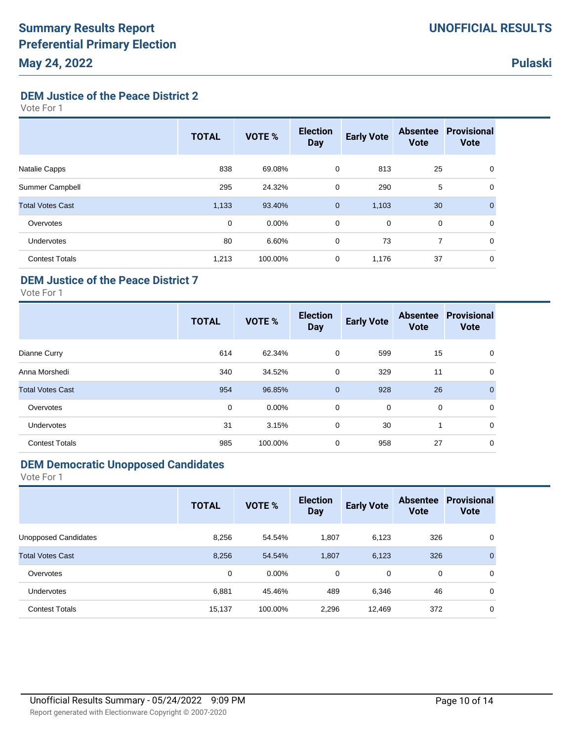# Summary Results Report
## Preferential Primary Election
## May 24, 2022

**UNOFFICIAL RESULTS**

**Pulaski**

### DEM Justice of the Peace District 2

Vote For 1

| | TOTAL | VOTE % | Election Day | Early Vote | Absentee Vote | Provisional Vote |
|---|---|---|---|---|---|---|
| Natalie Capps | 838 | 69.08% | 0 | 813 | 25 | 0 |
| Summer Campbell | 295 | 24.32% | 0 | 290 | 5 | 0 |
| Total Votes Cast | 1,133 | 93.40% | 0 | 1,103 | 30 | 0 |
| Overvotes | 0 | 0.00% | 0 | 0 | 0 | 0 |
| Undervotes | 80 | 6.60% | 0 | 73 | 7 | 0 |
| Contest Totals | 1,213 | 100.00% | 0 | 1,176 | 37 | 0 |

### DEM Justice of the Peace District 7

Vote For 1

| | TOTAL | VOTE % | Election Day | Early Vote | Absentee Vote | Provisional Vote |
|---|---|---|---|---|---|---|
| Dianne Curry | 614 | 62.34% | 0 | 599 | 15 | 0 |
| Anna Morshedi | 340 | 34.52% | 0 | 329 | 11 | 0 |
| Total Votes Cast | 954 | 96.85% | 0 | 928 | 26 | 0 |
| Overvotes | 0 | 0.00% | 0 | 0 | 0 | 0 |
| Undervotes | 31 | 3.15% | 0 | 30 | 1 | 0 |
| Contest Totals | 985 | 100.00% | 0 | 958 | 27 | 0 |

### DEM Democratic Unopposed Candidates

Vote For 1

| | TOTAL | VOTE % | Election Day | Early Vote | Absentee Vote | Provisional Vote |
|---|---|---|---|---|---|---|
| Unopposed Candidates | 8,256 | 54.54% | 1,807 | 6,123 | 326 | 0 |
| Total Votes Cast | 8,256 | 54.54% | 1,807 | 6,123 | 326 | 0 |
| Overvotes | 0 | 0.00% | 0 | 0 | 0 | 0 |
| Undervotes | 6,881 | 45.46% | 489 | 6,346 | 46 | 0 |
| Contest Totals | 15,137 | 100.00% | 2,296 | 12,469 | 372 | 0 |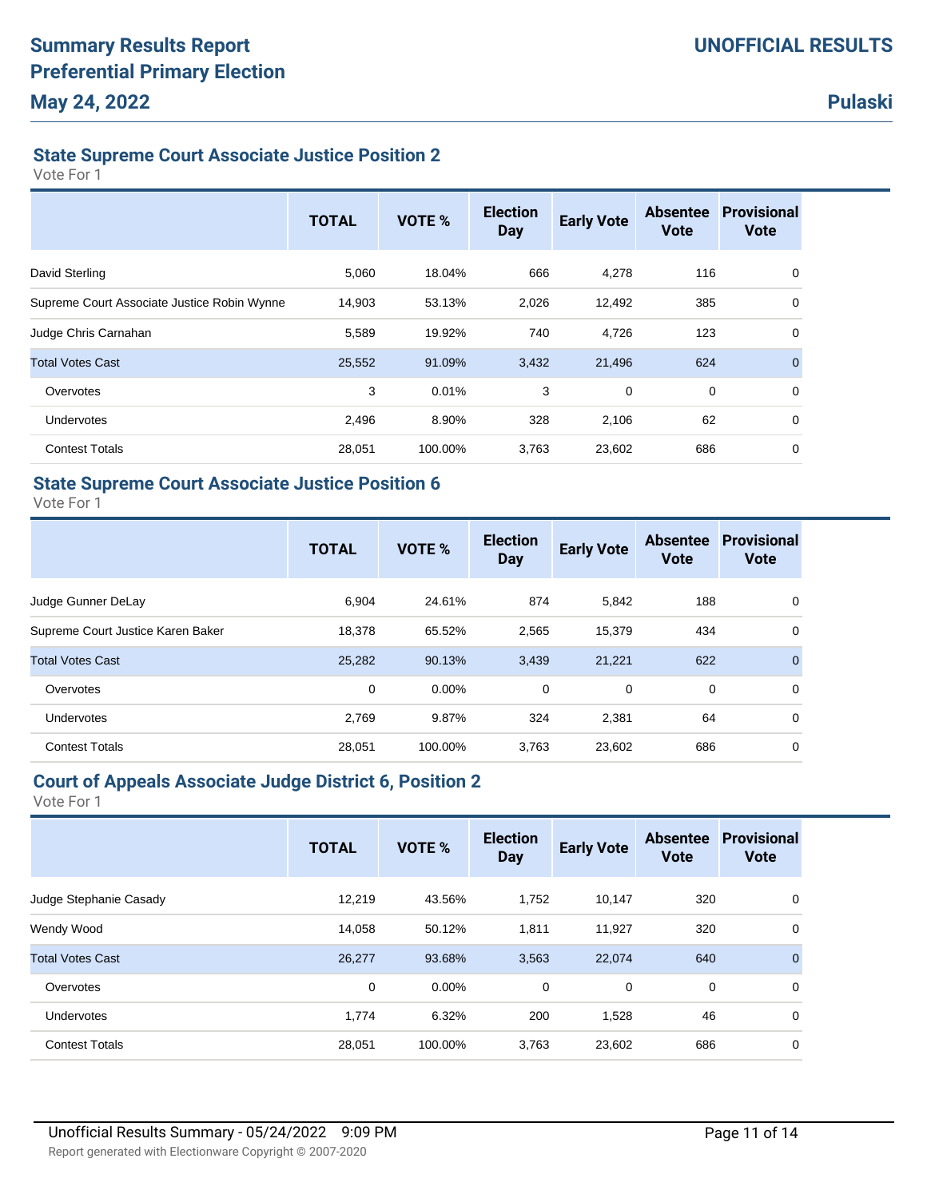# Summary Results Report
# Preferential Primary Election
# May 24, 2022

**UNOFFICIAL RESULTS**

**Pulaski**

## State Supreme Court Associate Justice Position 2

Vote For 1

| | TOTAL | VOTE % | Election Day | Early Vote | Absentee Vote | Provisional Vote |
|---|---|---|---|---|---|---|
| David Sterling | 5,060 | 18.04% | 666 | 4,278 | 116 | 0 |
| Supreme Court Associate Justice Robin Wynne | 14,903 | 53.13% | 2,026 | 12,492 | 385 | 0 |
| Judge Chris Carnahan | 5,589 | 19.92% | 740 | 4,726 | 123 | 0 |
| Total Votes Cast | 25,552 | 91.09% | 3,432 | 21,496 | 624 | 0 |
| Overvotes | 3 | 0.01% | 3 | 0 | 0 | 0 |
| Undervotes | 2,496 | 8.90% | 328 | 2,106 | 62 | 0 |
| Contest Totals | 28,051 | 100.00% | 3,763 | 23,602 | 686 | 0 |

## State Supreme Court Associate Justice Position 6

Vote For 1

| | TOTAL | VOTE % | Election Day | Early Vote | Absentee Vote | Provisional Vote |
|---|---|---|---|---|---|---|
| Judge Gunner DeLay | 6,904 | 24.61% | 874 | 5,842 | 188 | 0 |
| Supreme Court Justice Karen Baker | 18,378 | 65.52% | 2,565 | 15,379 | 434 | 0 |
| Total Votes Cast | 25,282 | 90.13% | 3,439 | 21,221 | 622 | 0 |
| Overvotes | 0 | 0.00% | 0 | 0 | 0 | 0 |
| Undervotes | 2,769 | 9.87% | 324 | 2,381 | 64 | 0 |
| Contest Totals | 28,051 | 100.00% | 3,763 | 23,602 | 686 | 0 |

## Court of Appeals Associate Judge District 6, Position 2

Vote For 1

| | TOTAL | VOTE % | Election Day | Early Vote | Absentee Vote | Provisional Vote |
|---|---|---|---|---|---|---|
| Judge Stephanie Casady | 12,219 | 43.56% | 1,752 | 10,147 | 320 | 0 |
| Wendy Wood | 14,058 | 50.12% | 1,811 | 11,927 | 320 | 0 |
| Total Votes Cast | 26,277 | 93.68% | 3,563 | 22,074 | 640 | 0 |
| Overvotes | 0 | 0.00% | 0 | 0 | 0 | 0 |
| Undervotes | 1,774 | 6.32% | 200 | 1,528 | 46 | 0 |
| Contest Totals | 28,051 | 100.00% | 3,763 | 23,602 | 686 | 0 |

Unofficial Results Summary - 05/24/2022 9:09 PM

Report generated with Electionware Copyright © 2007-2020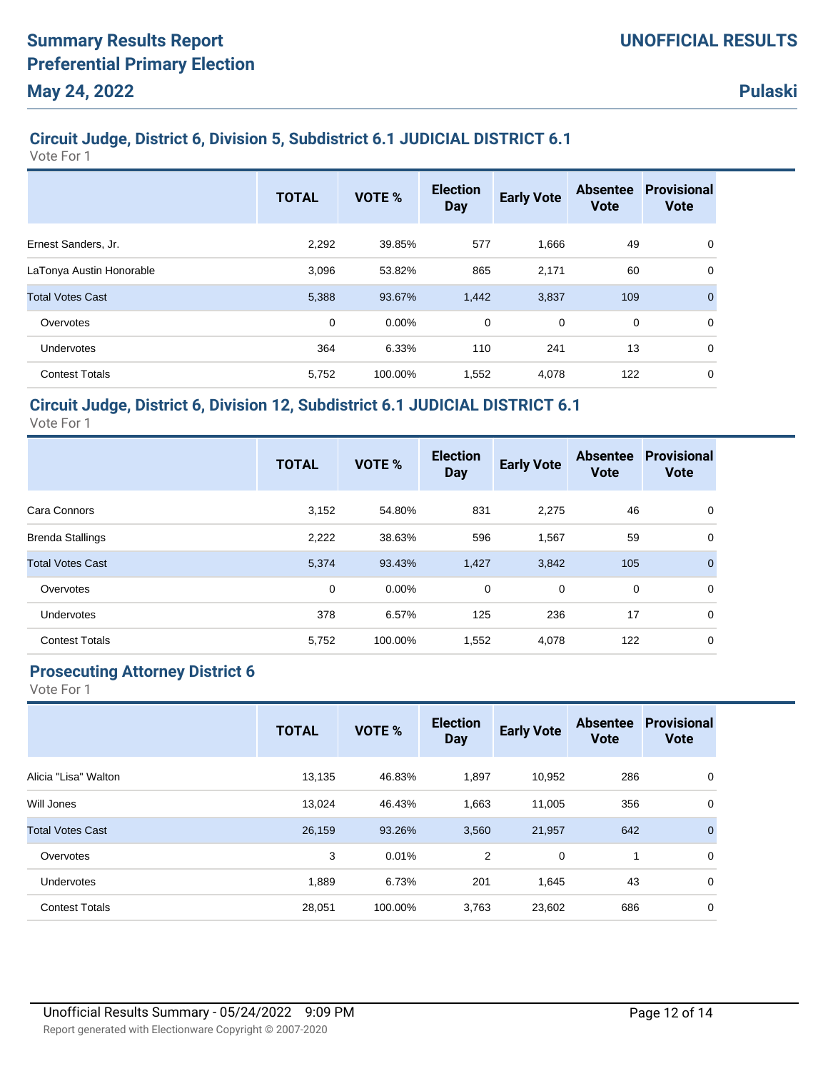# Summary Results Report
# Preferential Primary Election
# May 24, 2022

**UNOFFICIAL RESULTS**

**Pulaski**

## Circuit Judge, District 6, Division 5, Subdistrict 6.1 JUDICIAL DISTRICT 6.1

Vote For 1

| | TOTAL | VOTE % | Election Day | Early Vote | Absentee Vote | Provisional Vote |
|---|---|---|---|---|---|---|
| Ernest Sanders, Jr. | 2,292 | 39.85% | 577 | 1,666 | 49 | 0 |
| LaTonya Austin Honorable | 3,096 | 53.82% | 865 | 2,171 | 60 | 0 |
| Total Votes Cast | 5,388 | 93.67% | 1,442 | 3,837 | 109 | 0 |
| Overvotes | 0 | 0.00% | 0 | 0 | 0 | 0 |
| Undervotes | 364 | 6.33% | 110 | 241 | 13 | 0 |
| Contest Totals | 5,752 | 100.00% | 1,552 | 4,078 | 122 | 0 |

## Circuit Judge, District 6, Division 12, Subdistrict 6.1 JUDICIAL DISTRICT 6.1

Vote For 1

| | TOTAL | VOTE % | Election Day | Early Vote | Absentee Vote | Provisional Vote |
|---|---|---|---|---|---|---|
| Cara Connors | 3,152 | 54.80% | 831 | 2,275 | 46 | 0 |
| Brenda Stallings | 2,222 | 38.63% | 596 | 1,567 | 59 | 0 |
| Total Votes Cast | 5,374 | 93.43% | 1,427 | 3,842 | 105 | 0 |
| Overvotes | 0 | 0.00% | 0 | 0 | 0 | 0 |
| Undervotes | 378 | 6.57% | 125 | 236 | 17 | 0 |
| Contest Totals | 5,752 | 100.00% | 1,552 | 4,078 | 122 | 0 |

## Prosecuting Attorney District 6

Vote For 1

| | TOTAL | VOTE % | Election Day | Early Vote | Absentee Vote | Provisional Vote |
|---|---|---|---|---|---|---|
| Alicia "Lisa" Walton | 13,135 | 46.83% | 1,897 | 10,952 | 286 | 0 |
| Will Jones | 13,024 | 46.43% | 1,663 | 11,005 | 356 | 0 |
| Total Votes Cast | 26,159 | 93.26% | 3,560 | 21,957 | 642 | 0 |
| Overvotes | 3 | 0.01% | 2 | 0 | 1 | 0 |
| Undervotes | 1,889 | 6.73% | 201 | 1,645 | 43 | 0 |
| Contest Totals | 28,051 | 100.00% | 3,763 | 23,602 | 686 | 0 |

Unofficial Results Summary - 05/24/2022 9:09 PM

Report generated with Electionware Copyright © 2007-2020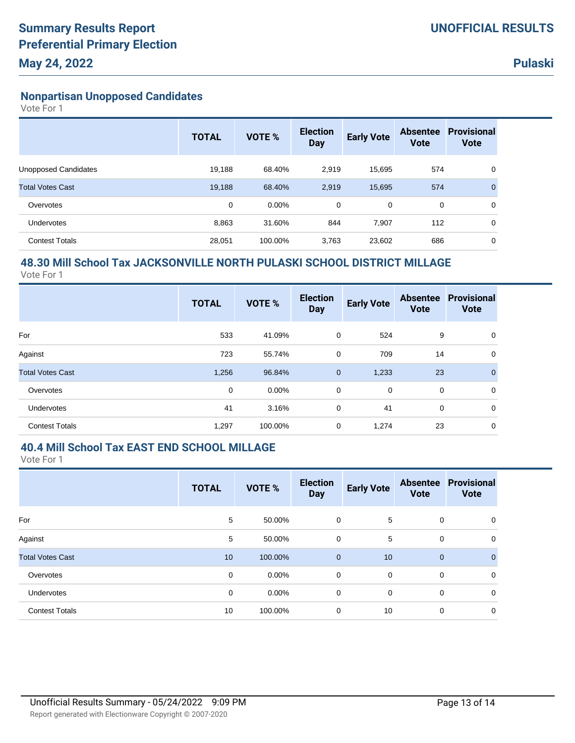## Nonpartisan Unopposed Candidates

Vote For 1

| | TOTAL | VOTE % | Election Day | Early Vote | Absentee Vote | Provisional Vote |
|---|---|---|---|---|---|---|
| Unopposed Candidates | 19,188 | 68.40% | 2,919 | 15,695 | 574 | 0 |
| Total Votes Cast | 19,188 | 68.40% | 2,919 | 15,695 | 574 | 0 |
| Overvotes | 0 | 0.00% | 0 | 0 | 0 | 0 |
| Undervotes | 8,863 | 31.60% | 844 | 7,907 | 112 | 0 |
| Contest Totals | 28,051 | 100.00% | 3,763 | 23,602 | 686 | 0 |

## 48.30 Mill School Tax JACKSONVILLE NORTH PULASKI SCHOOL DISTRICT MILLAGE

Vote For 1

| | TOTAL | VOTE % | Election Day | Early Vote | Absentee Vote | Provisional Vote |
|---|---|---|---|---|---|---|
| For | 533 | 41.09% | 0 | 524 | 9 | 0 |
| Against | 723 | 55.74% | 0 | 709 | 14 | 0 |
| Total Votes Cast | 1,256 | 96.84% | 0 | 1,233 | 23 | 0 |
| Overvotes | 0 | 0.00% | 0 | 0 | 0 | 0 |
| Undervotes | 41 | 3.16% | 0 | 41 | 0 | 0 |
| Contest Totals | 1,297 | 100.00% | 0 | 1,274 | 23 | 0 |

## 40.4 Mill School Tax EAST END SCHOOL MILLAGE

Vote For 1

| | TOTAL | VOTE % | Election Day | Early Vote | Absentee Vote | Provisional Vote |
|---|---|---|---|---|---|---|
| For | 5 | 50.00% | 0 | 5 | 0 | 0 |
| Against | 5 | 50.00% | 0 | 5 | 0 | 0 |
| Total Votes Cast | 10 | 100.00% | 0 | 10 | 0 | 0 |
| Overvotes | 0 | 0.00% | 0 | 0 | 0 | 0 |
| Undervotes | 0 | 0.00% | 0 | 0 | 0 | 0 |
| Contest Totals | 10 | 100.00% | 0 | 10 | 0 | 0 |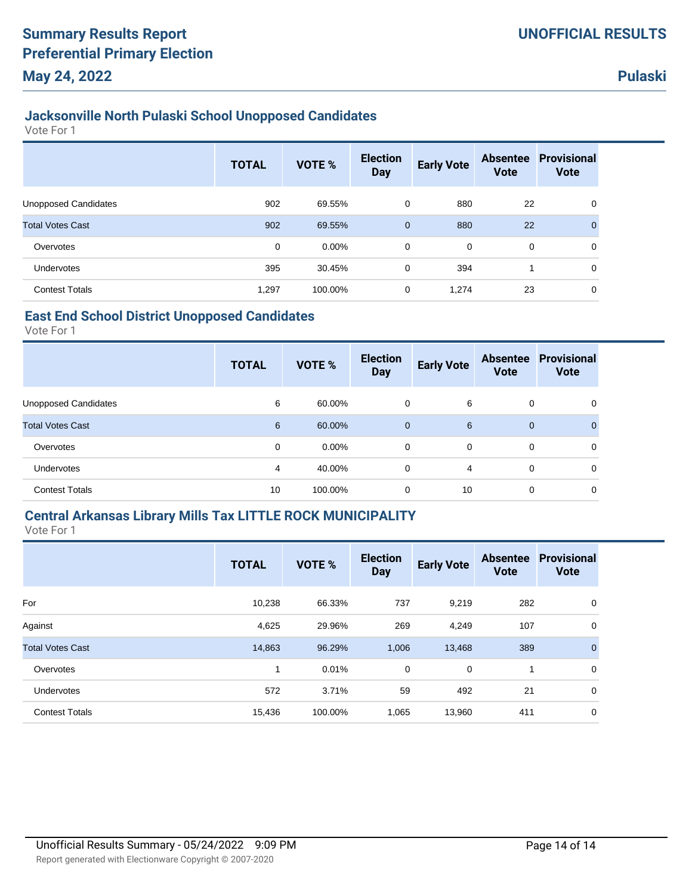## Jacksonville North Pulaski School Unopposed Candidates

Vote For 1

| | TOTAL | VOTE % | Election Day | Early Vote | Absentee Vote | Provisional Vote |
|---|---|---|---|---|---|---|
| Unopposed Candidates | 902 | 69.55% | 0 | 880 | 22 | 0 |
| Total Votes Cast | 902 | 69.55% | 0 | 880 | 22 | 0 |
| Overvotes | 0 | 0.00% | 0 | 0 | 0 | 0 |
| Undervotes | 395 | 30.45% | 0 | 394 | 1 | 0 |
| Contest Totals | 1,297 | 100.00% | 0 | 1,274 | 23 | 0 |

## East End School District Unopposed Candidates

Vote For 1

| | TOTAL | VOTE % | Election Day | Early Vote | Absentee Vote | Provisional Vote |
|---|---|---|---|---|---|---|
| Unopposed Candidates | 6 | 60.00% | 0 | 6 | 0 | 0 |
| Total Votes Cast | 6 | 60.00% | 0 | 6 | 0 | 0 |
| Overvotes | 0 | 0.00% | 0 | 0 | 0 | 0 |
| Undervotes | 4 | 40.00% | 0 | 4 | 0 | 0 |
| Contest Totals | 10 | 100.00% | 0 | 10 | 0 | 0 |

## Central Arkansas Library Mills Tax LITTLE ROCK MUNICIPALITY

Vote For 1

| | TOTAL | VOTE % | Election Day | Early Vote | Absentee Vote | Provisional Vote |
|---|---|---|---|---|---|---|
| For | 10,238 | 66.33% | 737 | 9,219 | 282 | 0 |
| Against | 4,625 | 29.96% | 269 | 4,249 | 107 | 0 |
| Total Votes Cast | 14,863 | 96.29% | 1,006 | 13,468 | 389 | 0 |
| Overvotes | 1 | 0.01% | 0 | 0 | 1 | 0 |
| Undervotes | 572 | 3.71% | 59 | 492 | 21 | 0 |
| Contest Totals | 15,436 | 100.00% | 1,065 | 13,960 | 411 | 0 |